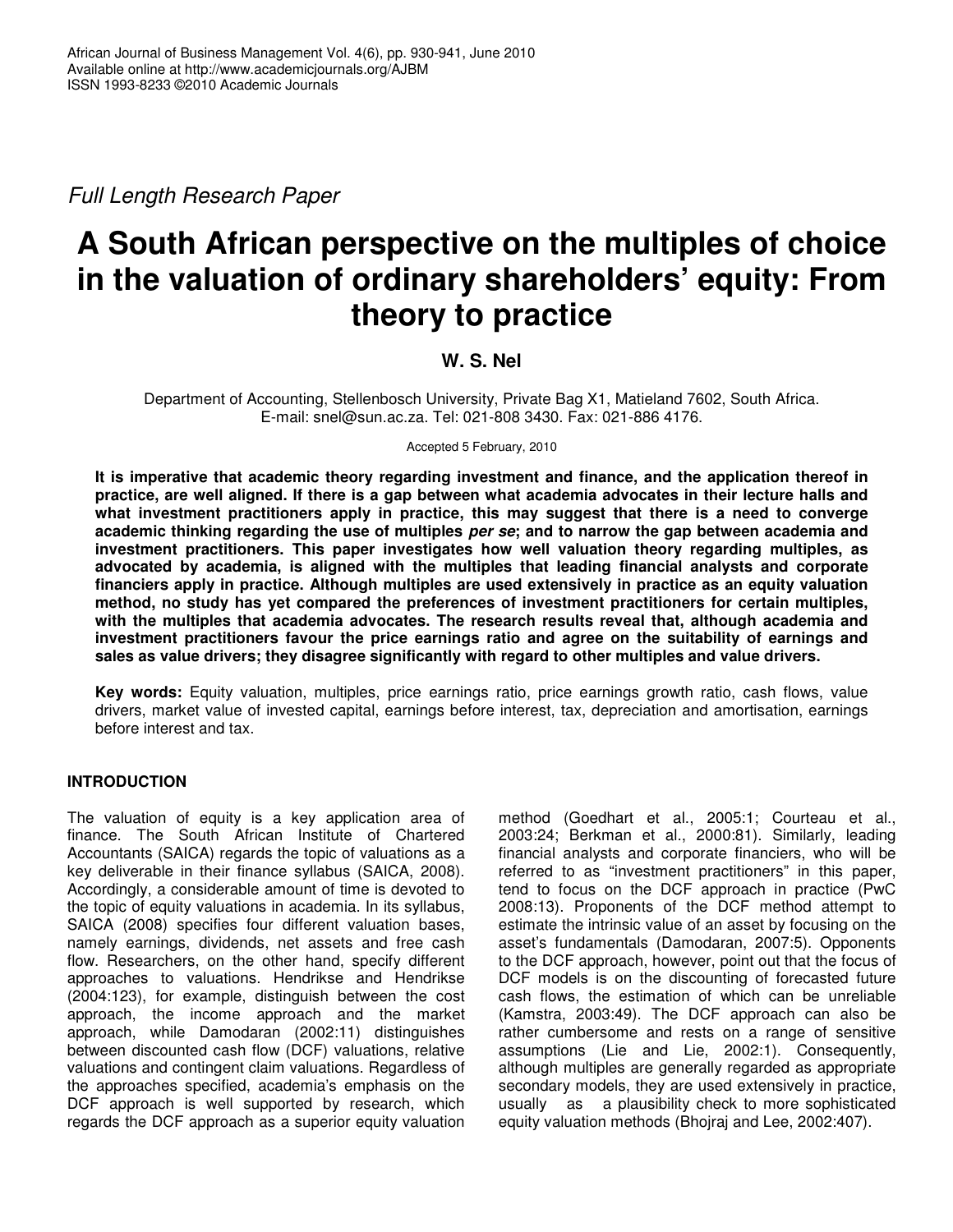*Full Length Research Paper*

# A South African perspective on the multiples of choice in the valuation of ordinary shareholders' equity: From theory to practice

**W. S. Nel**

Department of Accounting, Stellenbosch University, Private Bag X1, Matieland 7602, South Africa.
E-mail: snel@sun.ac.za. Tel: 021-808 3430. Fax: 021-886 4176.

Accepted 5 February, 2010

**It is imperative that academic theory regarding investment and finance, and the application thereof in practice, are well aligned. If there is a gap between what academia advocates in their lecture halls and what investment practitioners apply in practice, this may suggest that there is a need to converge academic thinking regarding the use of multiples *per se*; and to narrow the gap between academia and investment practitioners. This paper investigates how well valuation theory regarding multiples, as advocated by academia, is aligned with the multiples that leading financial analysts and corporate financiers apply in practice. Although multiples are used extensively in practice as an equity valuation method, no study has yet compared the preferences of investment practitioners for certain multiples, with the multiples that academia advocates. The research results reveal that, although academia and investment practitioners favour the price earnings ratio and agree on the suitability of earnings and sales as value drivers; they disagree significantly with regard to other multiples and value drivers.**

**Key words:** Equity valuation, multiples, price earnings ratio, price earnings growth ratio, cash flows, value drivers, market value of invested capital, earnings before interest, tax, depreciation and amortisation, earnings before interest and tax.

## INTRODUCTION

The valuation of equity is a key application area of finance. The South African Institute of Chartered Accountants (SAICA) regards the topic of valuations as a key deliverable in their finance syllabus (SAICA, 2008). Accordingly, a considerable amount of time is devoted to the topic of equity valuations in academia. In its syllabus, SAICA (2008) specifies four different valuation bases, namely earnings, dividends, net assets and free cash flow. Researchers, on the other hand, specify different approaches to valuations. Hendrikse and Hendrikse (2004:123), for example, distinguish between the cost approach, the income approach and the market approach, while Damodaran (2002:11) distinguishes between discounted cash flow (DCF) valuations, relative valuations and contingent claim valuations. Regardless of the approaches specified, academia's emphasis on the DCF approach is well supported by research, which regards the DCF approach as a superior equity valuation method (Goedhart et al., 2005:1; Courteau et al., 2003:24; Berkman et al., 2000:81). Similarly, leading financial analysts and corporate financiers, who will be referred to as "investment practitioners" in this paper, tend to focus on the DCF approach in practice (PwC 2008:13). Proponents of the DCF method attempt to estimate the intrinsic value of an asset by focusing on the asset's fundamentals (Damodaran, 2007:5). Opponents to the DCF approach, however, point out that the focus of DCF models is on the discounting of forecasted future cash flows, the estimation of which can be unreliable (Kamstra, 2003:49). The DCF approach can also be rather cumbersome and rests on a range of sensitive assumptions (Lie and Lie, 2002:1). Consequently, although multiples are generally regarded as appropriate secondary models, they are used extensively in practice, usually as a plausibility check to more sophisticated equity valuation methods (Bhojraj and Lee, 2002:407).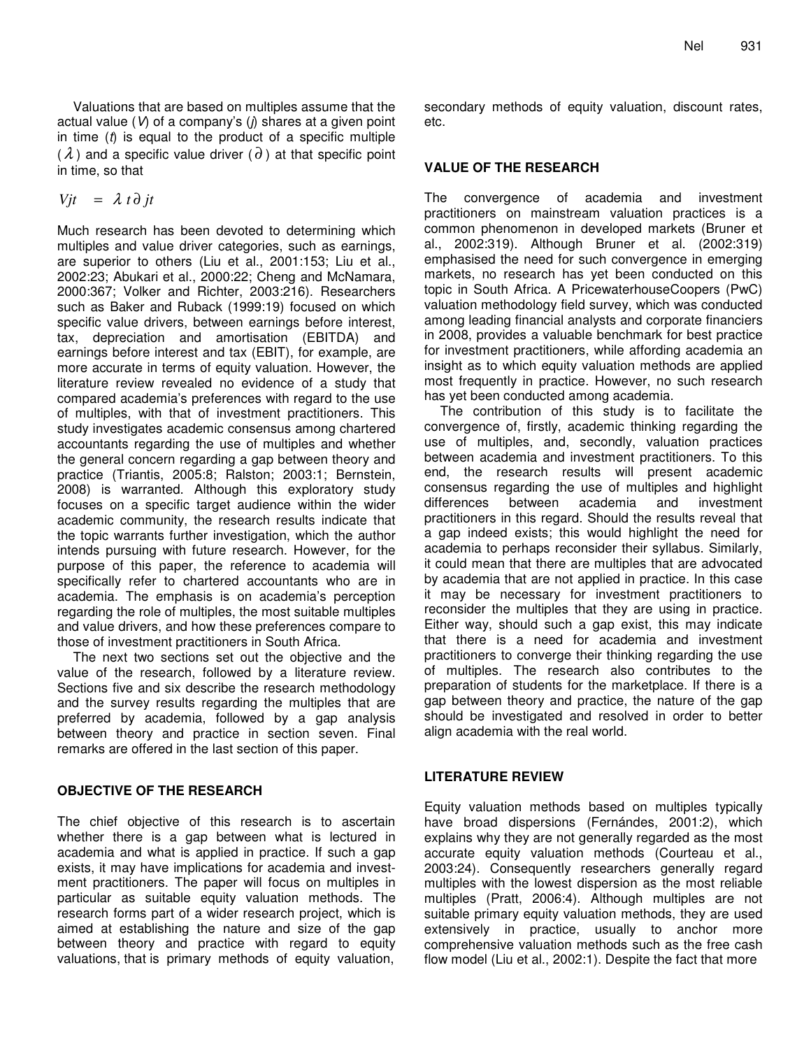Valuations that are based on multiples assume that the actual value ($V$) of a company's ($j$) shares at a given point in time ($t$) is equal to the product of a specific multiple ($\lambda$) and a specific value driver ($\partial$) at that specific point in time, so that

$$Vjt = \lambda t \partial jt$$

Much research has been devoted to determining which multiples and value driver categories, such as earnings, are superior to others (Liu et al., 2001:153; Liu et al., 2002:23; Abukari et al., 2000:22; Cheng and McNamara, 2000:367; Volker and Richter, 2003:216). Researchers such as Baker and Ruback (1999:19) focused on which specific value drivers, between earnings before interest, tax, depreciation and amortisation (EBITDA) and earnings before interest and tax (EBIT), for example, are more accurate in terms of equity valuation. However, the literature review revealed no evidence of a study that compared academia's preferences with regard to the use of multiples, with that of investment practitioners. This study investigates academic consensus among chartered accountants regarding the use of multiples and whether the general concern regarding a gap between theory and practice (Triantis, 2005:8; Ralston; 2003:1; Bernstein, 2008) is warranted. Although this exploratory study focuses on a specific target audience within the wider academic community, the research results indicate that the topic warrants further investigation, which the author intends pursuing with future research. However, for the purpose of this paper, the reference to academia will specifically refer to chartered accountants who are in academia. The emphasis is on academia's perception regarding the role of multiples, the most suitable multiples and value drivers, and how these preferences compare to those of investment practitioners in South Africa.

The next two sections set out the objective and the value of the research, followed by a literature review. Sections five and six describe the research methodology and the survey results regarding the multiples that are preferred by academia, followed by a gap analysis between theory and practice in section seven. Final remarks are offered in the last section of this paper.

## OBJECTIVE OF THE RESEARCH

The chief objective of this research is to ascertain whether there is a gap between what is lectured in academia and what is applied in practice. If such a gap exists, it may have implications for academia and investment practitioners. The paper will focus on multiples in particular as suitable equity valuation methods. The research forms part of a wider research project, which is aimed at establishing the nature and size of the gap between theory and practice with regard to equity valuations, that is primary methods of equity valuation, secondary methods of equity valuation, discount rates, etc.

## VALUE OF THE RESEARCH

The convergence of academia and investment practitioners on mainstream valuation practices is a common phenomenon in developed markets (Bruner et al., 2002:319). Although Bruner et al. (2002:319) emphasised the need for such convergence in emerging markets, no research has yet been conducted on this topic in South Africa. A PricewaterhouseCoopers (PwC) valuation methodology field survey, which was conducted among leading financial analysts and corporate financiers in 2008, provides a valuable benchmark for best practice for investment practitioners, while affording academia an insight as to which equity valuation methods are applied most frequently in practice. However, no such research has yet been conducted among academia.

The contribution of this study is to facilitate the convergence of, firstly, academic thinking regarding the use of multiples, and, secondly, valuation practices between academia and investment practitioners. To this end, the research results will present academic consensus regarding the use of multiples and highlight differences between academia and investment practitioners in this regard. Should the results reveal that a gap indeed exists; this would highlight the need for academia to perhaps reconsider their syllabus. Similarly, it could mean that there are multiples that are advocated by academia that are not applied in practice. In this case it may be necessary for investment practitioners to reconsider the multiples that they are using in practice. Either way, should such a gap exist, this may indicate that there is a need for academia and investment practitioners to converge their thinking regarding the use of multiples. The research also contributes to the preparation of students for the marketplace. If there is a gap between theory and practice, the nature of the gap should be investigated and resolved in order to better align academia with the real world.

## LITERATURE REVIEW

Equity valuation methods based on multiples typically have broad dispersions (Fernándes, 2001:2), which explains why they are not generally regarded as the most accurate equity valuation methods (Courteau et al., 2003:24). Consequently researchers generally regard multiples with the lowest dispersion as the most reliable multiples (Pratt, 2006:4). Although multiples are not suitable primary equity valuation methods, they are used extensively in practice, usually to anchor more comprehensive valuation methods such as the free cash flow model (Liu et al., 2002:1). Despite the fact that more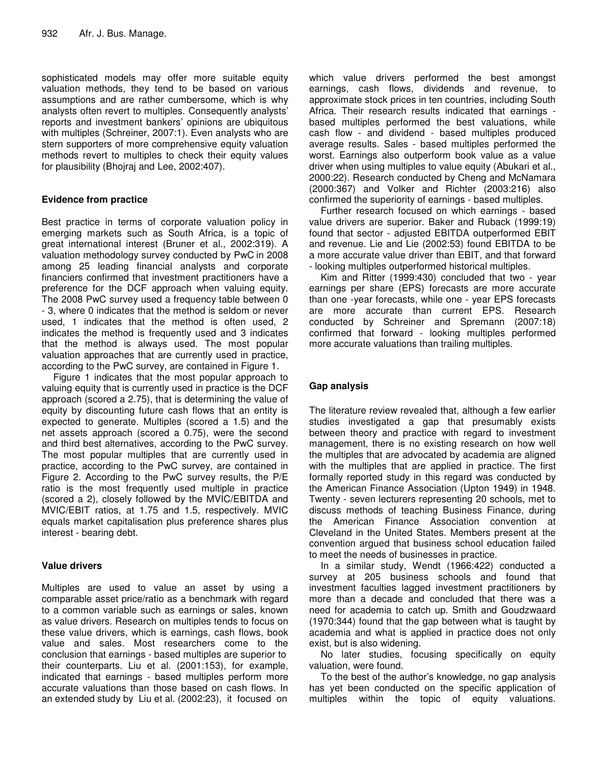sophisticated models may offer more suitable equity valuation methods, they tend to be based on various assumptions and are rather cumbersome, which is why analysts often revert to multiples. Consequently analysts' reports and investment bankers' opinions are ubiquitous with multiples (Schreiner, 2007:1). Even analysts who are stern supporters of more comprehensive equity valuation methods revert to multiples to check their equity values for plausibility (Bhojraj and Lee, 2002:407).

## Evidence from practice

Best practice in terms of corporate valuation policy in emerging markets such as South Africa, is a topic of great international interest (Bruner et al., 2002:319). A valuation methodology survey conducted by PwC in 2008 among 25 leading financial analysts and corporate financiers confirmed that investment practitioners have a preference for the DCF approach when valuing equity. The 2008 PwC survey used a frequency table between 0 - 3, where 0 indicates that the method is seldom or never used, 1 indicates that the method is often used, 2 indicates the method is frequently used and 3 indicates that the method is always used. The most popular valuation approaches that are currently used in practice, according to the PwC survey, are contained in Figure 1.

Figure 1 indicates that the most popular approach to valuing equity that is currently used in practice is the DCF approach (scored a 2.75), that is determining the value of equity by discounting future cash flows that an entity is expected to generate. Multiples (scored a 1.5) and the net assets approach (scored a 0.75), were the second and third best alternatives, according to the PwC survey. The most popular multiples that are currently used in practice, according to the PwC survey, are contained in Figure 2. According to the PwC survey results, the P/E ratio is the most frequently used multiple in practice (scored a 2), closely followed by the MVIC/EBITDA and MVIC/EBIT ratios, at 1.75 and 1.5, respectively. MVIC equals market capitalisation plus preference shares plus interest - bearing debt.

## Value drivers

Multiples are used to value an asset by using a comparable asset price/ratio as a benchmark with regard to a common variable such as earnings or sales, known as value drivers. Research on multiples tends to focus on these value drivers, which is earnings, cash flows, book value and sales. Most researchers come to the conclusion that earnings - based multiples are superior to their counterparts. Liu et al. (2001:153), for example, indicated that earnings - based multiples perform more accurate valuations than those based on cash flows. In an extended study by Liu et al. (2002:23), it focused on which value drivers performed the best amongst earnings, cash flows, dividends and revenue, to approximate stock prices in ten countries, including South Africa. Their research results indicated that earnings - based multiples performed the best valuations, while cash flow - and dividend - based multiples produced average results. Sales - based multiples performed the worst. Earnings also outperform book value as a value driver when using multiples to value equity (Abukari et al., 2000:22). Research conducted by Cheng and McNamara (2000:367) and Volker and Richter (2003:216) also confirmed the superiority of earnings - based multiples.

Further research focused on which earnings - based value drivers are superior. Baker and Ruback (1999:19) found that sector - adjusted EBITDA outperformed EBIT and revenue. Lie and Lie (2002:53) found EBITDA to be a more accurate value driver than EBIT, and that forward - looking multiples outperformed historical multiples.

Kim and Ritter (1999:430) concluded that two - year earnings per share (EPS) forecasts are more accurate than one -year forecasts, while one - year EPS forecasts are more accurate than current EPS. Research conducted by Schreiner and Spremann (2007:18) confirmed that forward - looking multiples performed more accurate valuations than trailing multiples.

## Gap analysis

The literature review revealed that, although a few earlier studies investigated a gap that presumably exists between theory and practice with regard to investment management, there is no existing research on how well the multiples that are advocated by academia are aligned with the multiples that are applied in practice. The first formally reported study in this regard was conducted by the American Finance Association (Upton 1949) in 1948. Twenty - seven lecturers representing 20 schools, met to discuss methods of teaching Business Finance, during the American Finance Association convention at Cleveland in the United States. Members present at the convention argued that business school education failed to meet the needs of businesses in practice.

In a similar study, Wendt (1966:422) conducted a survey at 205 business schools and found that investment faculties lagged investment practitioners by more than a decade and concluded that there was a need for academia to catch up. Smith and Goudzwaard (1970:344) found that the gap between what is taught by academia and what is applied in practice does not only exist, but is also widening.

No later studies, focusing specifically on equity valuation, were found.

To the best of the author's knowledge, no gap analysis has yet been conducted on the specific application of multiples within the topic of equity valuations.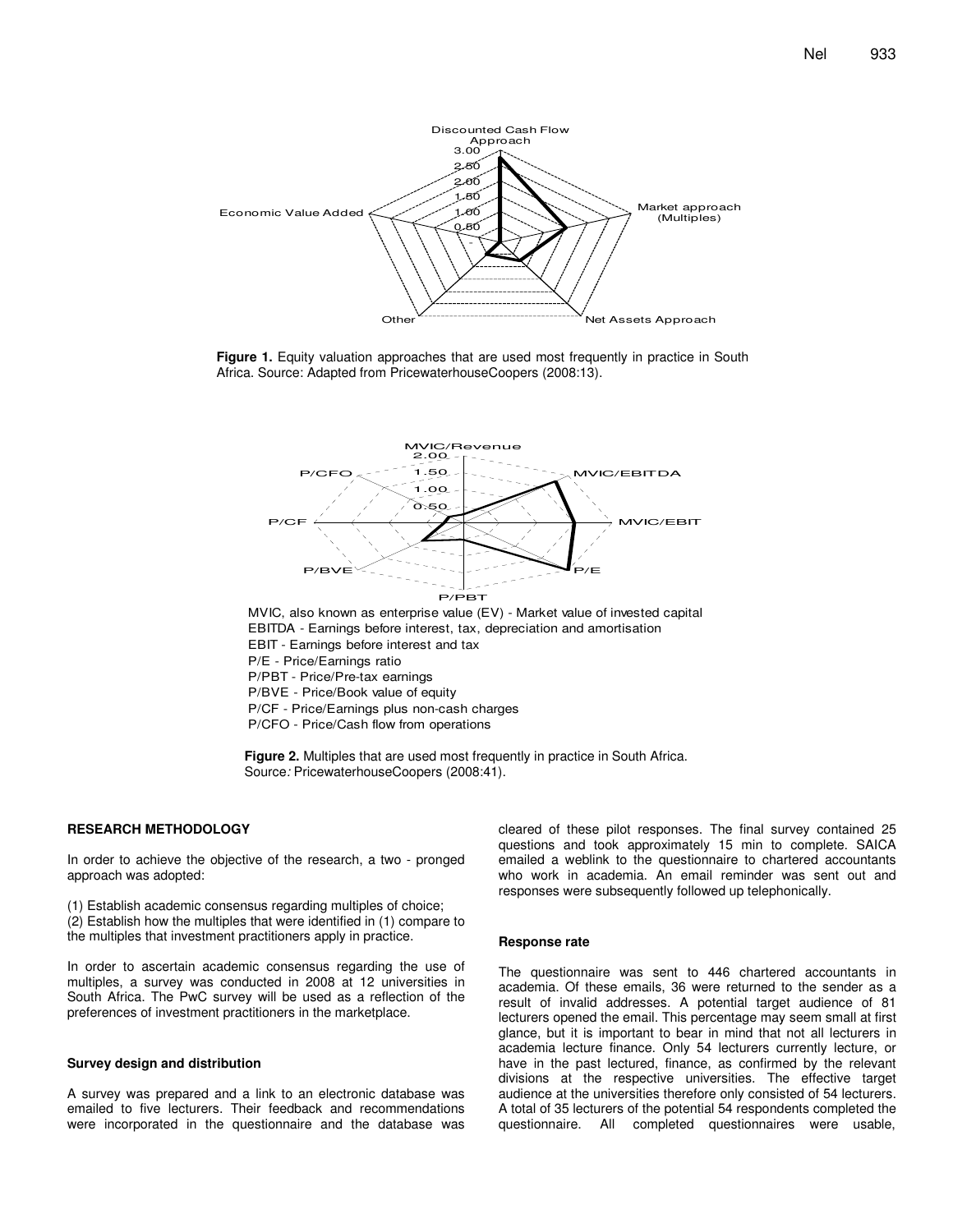Figure 1. Equity valuation approaches that are used most frequently in practice in South Africa. Source: Adapted from PricewaterhouseCoopers (2008:13).

MVIC, also known as enterprise value (EV) - Market value of invested capital
EBITDA - Earnings before interest, tax, depreciation and amortisation
EBIT - Earnings before interest and tax
P/E - Price/Earnings ratio
P/PBT - Price/Pre-tax earnings
P/BVE - Price/Book value of equity
P/CF - Price/Earnings plus non-cash charges
P/CFO - Price/Cash flow from operations

**Figure 2.** Multiples that are used most frequently in practice in South Africa. Source*:* PricewaterhouseCoopers (2008:41).

## RESEARCH METHODOLOGY

In order to achieve the objective of the research, a two - pronged approach was adopted:

(1) Establish academic consensus regarding multiples of choice;
(2) Establish how the multiples that were identified in (1) compare to the multiples that investment practitioners apply in practice.

In order to ascertain academic consensus regarding the use of multiples, a survey was conducted in 2008 at 12 universities in South Africa. The PwC survey will be used as a reflection of the preferences of investment practitioners in the marketplace.

### Survey design and distribution

A survey was prepared and a link to an electronic database was emailed to five lecturers. Their feedback and recommendations were incorporated in the questionnaire and the database was cleared of these pilot responses. The final survey contained 25 questions and took approximately 15 min to complete. SAICA emailed a weblink to the questionnaire to chartered accountants who work in academia. An email reminder was sent out and responses were subsequently followed up telephonically.

### Response rate

The questionnaire was sent to 446 chartered accountants in academia. Of these emails, 36 were returned to the sender as a result of invalid addresses. A potential target audience of 81 lecturers opened the email. This percentage may seem small at first glance, but it is important to bear in mind that not all lecturers in academia lecture finance. Only 54 lecturers currently lecture, or have in the past lectured, finance, as confirmed by the relevant divisions at the respective universities. The effective target audience at the universities therefore only consisted of 54 lecturers. A total of 35 lecturers of the potential 54 respondents completed the questionnaire. All completed questionnaires were usable,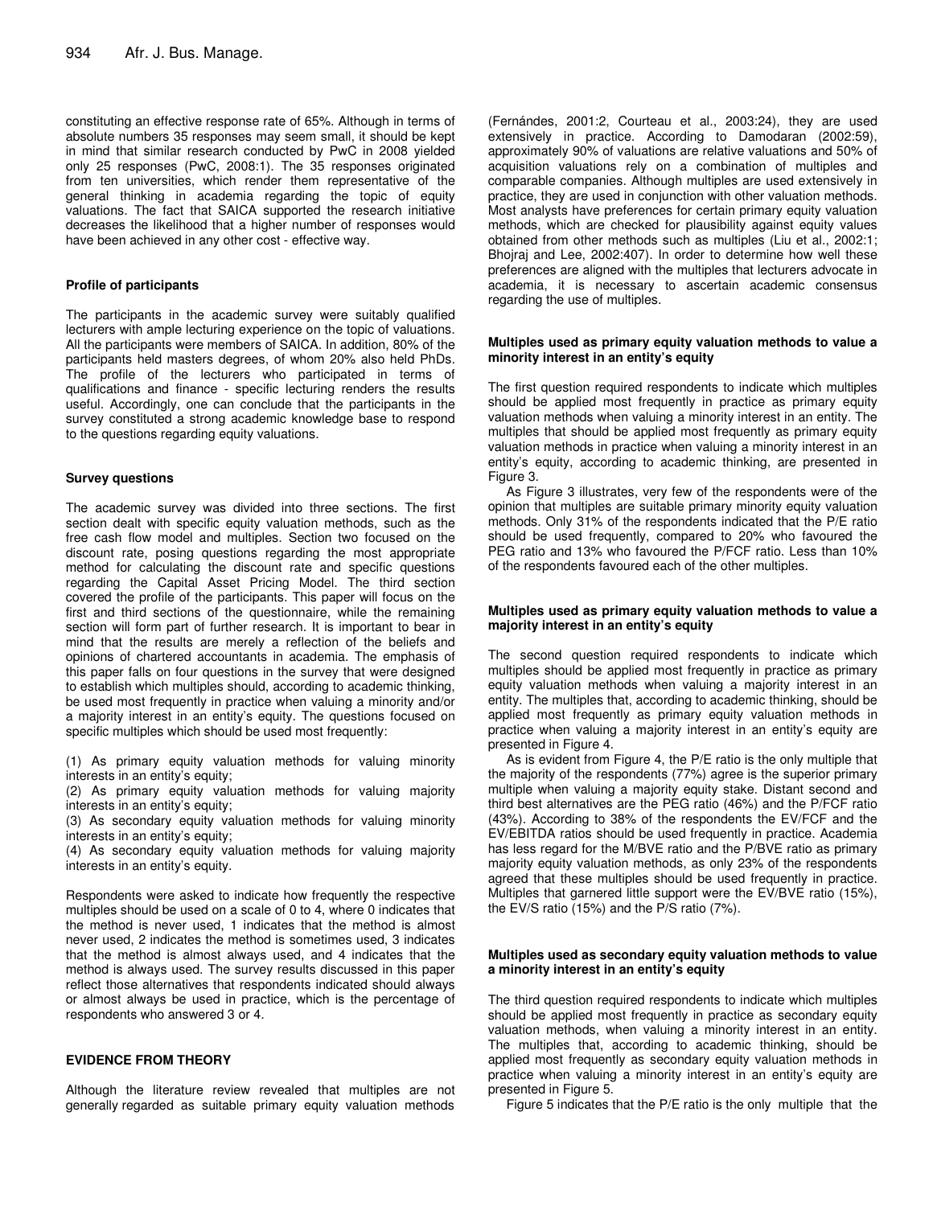constituting an effective response rate of 65%. Although in terms of absolute numbers 35 responses may seem small, it should be kept in mind that similar research conducted by PwC in 2008 yielded only 25 responses (PwC, 2008:1). The 35 responses originated from ten universities, which render them representative of the general thinking in academia regarding the topic of equity valuations. The fact that SAICA supported the research initiative decreases the likelihood that a higher number of responses would have been achieved in any other cost - effective way.

### Profile of participants

The participants in the academic survey were suitably qualified lecturers with ample lecturing experience on the topic of valuations. All the participants were members of SAICA. In addition, 80% of the participants held masters degrees, of whom 20% also held PhDs. The profile of the lecturers who participated in terms of qualifications and finance - specific lecturing renders the results useful. Accordingly, one can conclude that the participants in the survey constituted a strong academic knowledge base to respond to the questions regarding equity valuations.

### Survey questions

The academic survey was divided into three sections. The first section dealt with specific equity valuation methods, such as the free cash flow model and multiples. Section two focused on the discount rate, posing questions regarding the most appropriate method for calculating the discount rate and specific questions regarding the Capital Asset Pricing Model. The third section covered the profile of the participants. This paper will focus on the first and third sections of the questionnaire, while the remaining section will form part of further research. It is important to bear in mind that the results are merely a reflection of the beliefs and opinions of chartered accountants in academia. The emphasis of this paper falls on four questions in the survey that were designed to establish which multiples should, according to academic thinking, be used most frequently in practice when valuing a minority and/or a majority interest in an entity's equity. The questions focused on specific multiples which should be used most frequently:

(1) As primary equity valuation methods for valuing minority interests in an entity's equity;
(2) As primary equity valuation methods for valuing majority interests in an entity's equity;
(3) As secondary equity valuation methods for valuing minority interests in an entity's equity;
(4) As secondary equity valuation methods for valuing majority interests in an entity's equity.

Respondents were asked to indicate how frequently the respective multiples should be used on a scale of 0 to 4, where 0 indicates that the method is never used, 1 indicates that the method is almost never used, 2 indicates the method is sometimes used, 3 indicates that the method is almost always used, and 4 indicates that the method is always used. The survey results discussed in this paper reflect those alternatives that respondents indicated should always or almost always be used in practice, which is the percentage of respondents who answered 3 or 4.

## EVIDENCE FROM THEORY

Although the literature review revealed that multiples are not generally regarded as suitable primary equity valuation methods (Fernándes, 2001:2, Courteau et al., 2003:24), they are used extensively in practice. According to Damodaran (2002:59), approximately 90% of valuations are relative valuations and 50% of acquisition valuations rely on a combination of multiples and comparable companies. Although multiples are used extensively in practice, they are used in conjunction with other valuation methods. Most analysts have preferences for certain primary equity valuation methods, which are checked for plausibility against equity values obtained from other methods such as multiples (Liu et al., 2002:1; Bhojraj and Lee, 2002:407). In order to determine how well these preferences are aligned with the multiples that lecturers advocate in academia, it is necessary to ascertain academic consensus regarding the use of multiples.

### Multiples used as primary equity valuation methods to value a minority interest in an entity's equity

The first question required respondents to indicate which multiples should be applied most frequently in practice as primary equity valuation methods when valuing a minority interest in an entity. The multiples that should be applied most frequently as primary equity valuation methods in practice when valuing a minority interest in an entity's equity, according to academic thinking, are presented in Figure 3.

As Figure 3 illustrates, very few of the respondents were of the opinion that multiples are suitable primary minority equity valuation methods. Only 31% of the respondents indicated that the P/E ratio should be used frequently, compared to 20% who favoured the PEG ratio and 13% who favoured the P/FCF ratio. Less than 10% of the respondents favoured each of the other multiples.

### Multiples used as primary equity valuation methods to value a majority interest in an entity's equity

The second question required respondents to indicate which multiples should be applied most frequently in practice as primary equity valuation methods when valuing a majority interest in an entity. The multiples that, according to academic thinking, should be applied most frequently as primary equity valuation methods in practice when valuing a majority interest in an entity's equity are presented in Figure 4.

As is evident from Figure 4, the P/E ratio is the only multiple that the majority of the respondents (77%) agree is the superior primary multiple when valuing a majority equity stake. Distant second and third best alternatives are the PEG ratio (46%) and the P/FCF ratio (43%). According to 38% of the respondents the EV/FCF and the EV/EBITDA ratios should be used frequently in practice. Academia has less regard for the M/BVE ratio and the P/BVE ratio as primary majority equity valuation methods, as only 23% of the respondents agreed that these multiples should be used frequently in practice. Multiples that garnered little support were the EV/BVE ratio (15%), the EV/S ratio (15%) and the P/S ratio (7%).

### Multiples used as secondary equity valuation methods to value a minority interest in an entity's equity

The third question required respondents to indicate which multiples should be applied most frequently in practice as secondary equity valuation methods, when valuing a minority interest in an entity. The multiples that, according to academic thinking, should be applied most frequently as secondary equity valuation methods in practice when valuing a minority interest in an entity's equity are presented in Figure 5.

Figure 5 indicates that the P/E ratio is the only multiple that the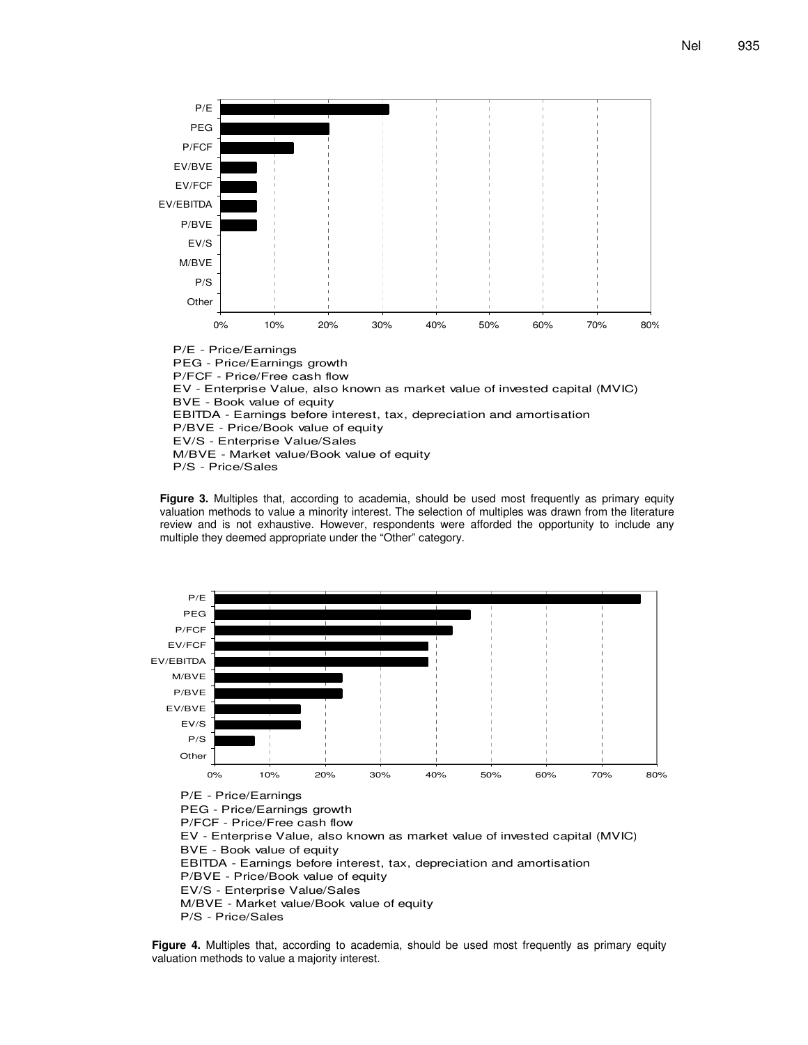P/E - Price/Earnings
PEG - Price/Earnings growth
P/FCF - Price/Free cash flow
EV - Enterprise Value, also known as market value of invested capital (MVIC)
BVE - Book value of equity
EBITDA - Earnings before interest, tax, depreciation and amortisation
P/BVE - Price/Book value of equity
EV/S - Enterprise Value/Sales
M/BVE - Market value/Book value of equity
P/S - Price/Sales

**Figure 3.** Multiples that, according to academia, should be used most frequently as primary equity valuation methods to value a minority interest. The selection of multiples was drawn from the literature review and is not exhaustive. However, respondents were afforded the opportunity to include any multiple they deemed appropriate under the "Other" category.

P/E - Price/Earnings
PEG - Price/Earnings growth
P/FCF - Price/Free cash flow
EV - Enterprise Value, also known as market value of invested capital (MVIC)
BVE - Book value of equity
EBITDA - Earnings before interest, tax, depreciation and amortisation
P/BVE - Price/Book value of equity
EV/S - Enterprise Value/Sales
M/BVE - Market value/Book value of equity
P/S - Price/Sales

**Figure 4.** Multiples that, according to academia, should be used most frequently as primary equity valuation methods to value a majority interest.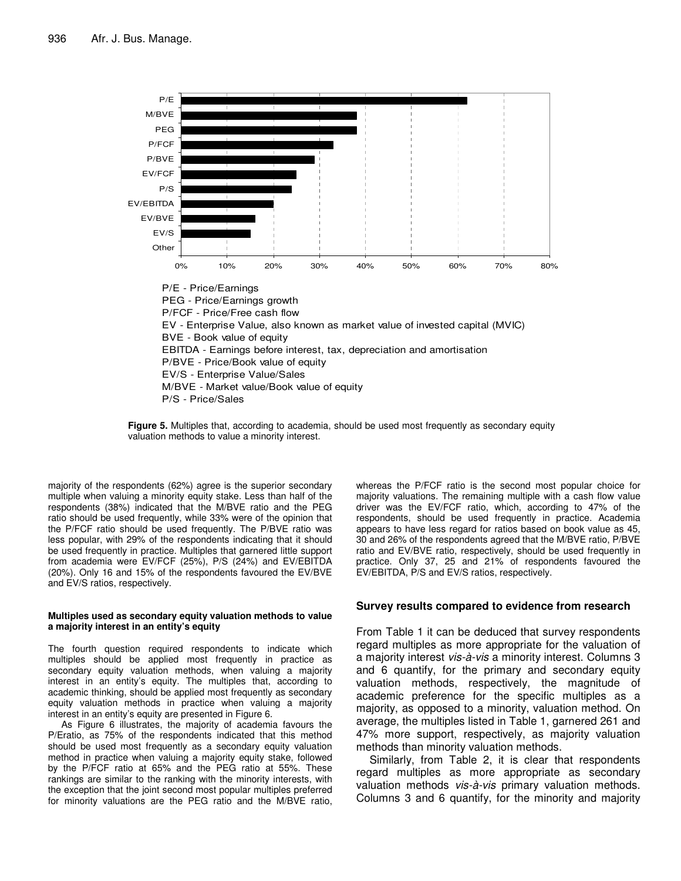P/E - Price/Earnings
PEG - Price/Earnings growth
P/FCF - Price/Free cash flow
EV - Enterprise Value, also known as market value of invested capital (MVIC)
BVE - Book value of equity
EBITDA - Earnings before interest, tax, depreciation and amortisation
P/BVE - Price/Book value of equity
EV/S - Enterprise Value/Sales
M/BVE - Market value/Book value of equity
P/S - Price/Sales

**Figure 5.** Multiples that, according to academia, should be used most frequently as secondary equity valuation methods to value a minority interest.

majority of the respondents (62%) agree is the superior secondary multiple when valuing a minority equity stake. Less than half of the respondents (38%) indicated that the M/BVE ratio and the PEG ratio should be used frequently, while 33% were of the opinion that the P/FCF ratio should be used frequently. The P/BVE ratio was less popular, with 29% of the respondents indicating that it should be used frequently in practice. Multiples that garnered little support from academia were EV/FCF (25%), P/S (24%) and EV/EBITDA (20%). Only 16 and 15% of the respondents favoured the EV/BVE and EV/S ratios, respectively.

#### Multiples used as secondary equity valuation methods to value a majority interest in an entity's equity

The fourth question required respondents to indicate which multiples should be applied most frequently in practice as secondary equity valuation methods, when valuing a majority interest in an entity's equity. The multiples that, according to academic thinking, should be used most frequently as secondary equity valuation methods in practice when valuing a majority interest in an entity's equity are presented in Figure 6.

As Figure 6 illustrates, the majority of academia favours the P/Eratio, as 75% of the respondents indicated that this method should be used most frequently as a secondary equity valuation method in practice when valuing a majority equity stake, followed by the P/FCF ratio at 65% and the PEG ratio at 55%. These rankings are similar to the ranking with the minority interests, with the exception that the joint second most popular multiples preferred for minority valuations are the PEG ratio and the M/BVE ratio, whereas the P/FCF ratio is the second most popular choice for majority valuations. The remaining multiple with a cash flow value driver was the EV/FCF ratio, which, according to 47% of the respondents, should be used frequently in practice. Academia appears to have less regard for ratios based on book value as 45, 30 and 26% of the respondents agreed that the M/BVE ratio, P/BVE ratio and EV/BVE ratio, respectively, should be used frequently in practice. Only 37, 25 and 21% of respondents favoured the EV/EBITDA, P/S and EV/S ratios, respectively.

### Survey results compared to evidence from research

From Table 1 it can be deduced that survey respondents regard multiples as more appropriate for the valuation of a majority interest *vis-à-vis* a minority interest. Columns 3 and 6 quantify, for the primary and secondary equity valuation methods, respectively, the magnitude of academic preference for the specific multiples as a majority, as opposed to a minority, valuation method. On average, the multiples listed in Table 1, garnered 261 and 47% more support, respectively, as majority valuation methods than minority valuation methods.

Similarly, from Table 2, it is clear that respondents regard multiples as more appropriate as secondary valuation methods *vis-à-vis* primary valuation methods. Columns 3 and 6 quantify, for the minority and majority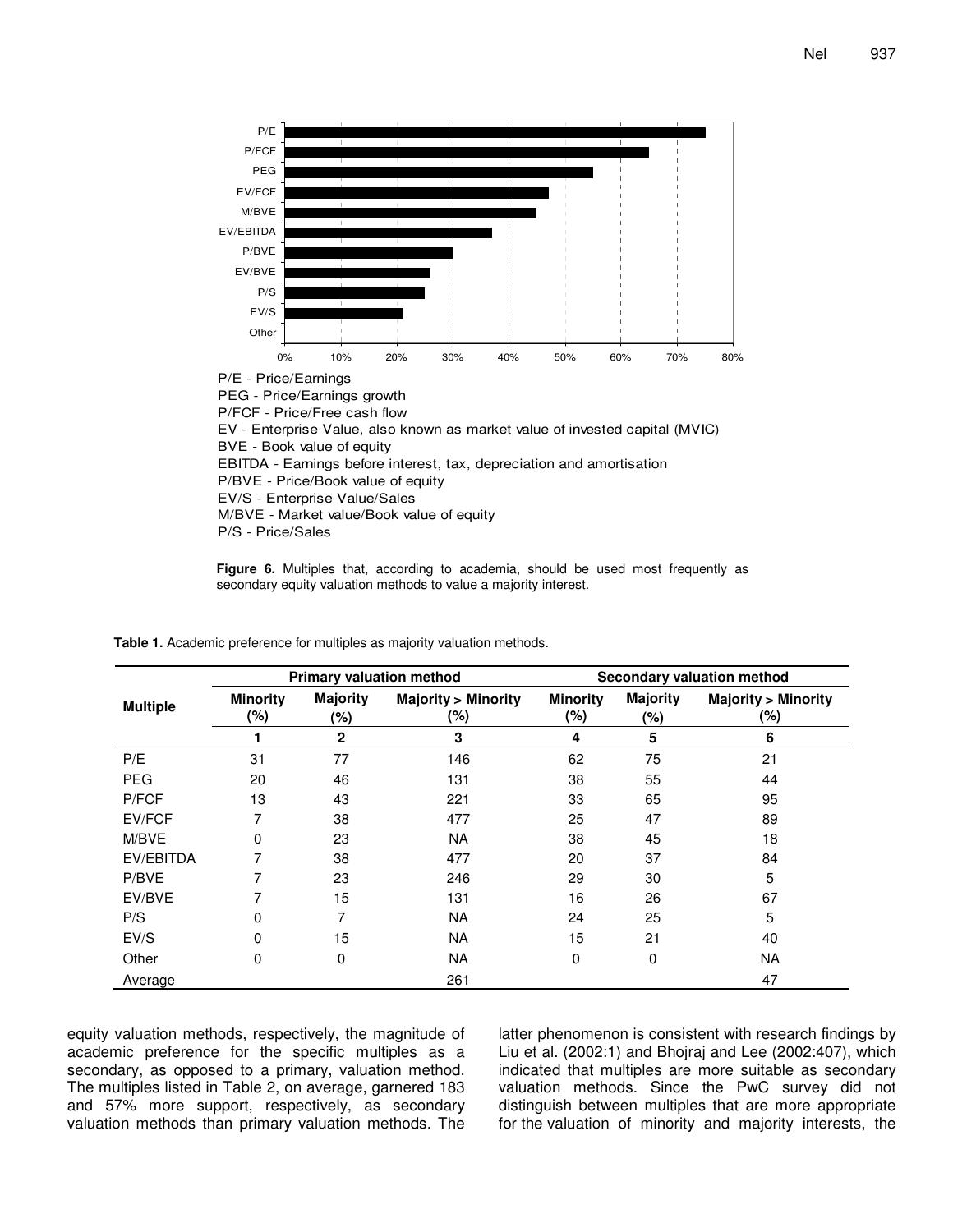P/E - Price/Earnings
PEG - Price/Earnings growth
P/FCF - Price/Free cash flow
EV - Enterprise Value, also known as market value of invested capital (MVIC)
BVE - Book value of equity
EBITDA - Earnings before interest, tax, depreciation and amortisation
P/BVE - Price/Book value of equity
EV/S - Enterprise Value/Sales
M/BVE - Market value/Book value of equity
P/S - Price/Sales

**Figure 6.** Multiples that, according to academia, should be used most frequently as secondary equity valuation methods to value a majority interest.

**Table 1.** Academic preference for multiples as majority valuation methods.

| Multiple | Primary valuation method | | | Secondary valuation method | | |
|---|---|---|---|---|---|---|
| | Minority (%) | Majority (%) | Majority > Minority (%) | Minority (%) | Majority (%) | Majority > Minority (%) |
| | 1 | 2 | 3 | 4 | 5 | 6 |
| P/E | 31 | 77 | 146 | 62 | 75 | 21 |
| PEG | 20 | 46 | 131 | 38 | 55 | 44 |
| P/FCF | 13 | 43 | 221 | 33 | 65 | 95 |
| EV/FCF | 7 | 38 | 477 | 25 | 47 | 89 |
| M/BVE | 0 | 23 | NA | 38 | 45 | 18 |
| EV/EBITDA | 7 | 38 | 477 | 20 | 37 | 84 |
| P/BVE | 7 | 23 | 246 | 29 | 30 | 5 |
| EV/BVE | 7 | 15 | 131 | 16 | 26 | 67 |
| P/S | 0 | 7 | NA | 24 | 25 | 5 |
| EV/S | 0 | 15 | NA | 15 | 21 | 40 |
| Other | 0 | 0 | NA | 0 | 0 | NA |
| Average | | | 261 | | | 47 |

equity valuation methods, respectively, the magnitude of academic preference for the specific multiples as a secondary, as opposed to a primary, valuation method. The multiples listed in Table 2, on average, garnered 183 and 57% more support, respectively, as secondary valuation methods than primary valuation methods. The latter phenomenon is consistent with research findings by Liu et al. (2002:1) and Bhojraj and Lee (2002:407), which indicated that multiples are more suitable as secondary valuation methods. Since the PwC survey did not distinguish between multiples that are more appropriate for the valuation of minority and majority interests, the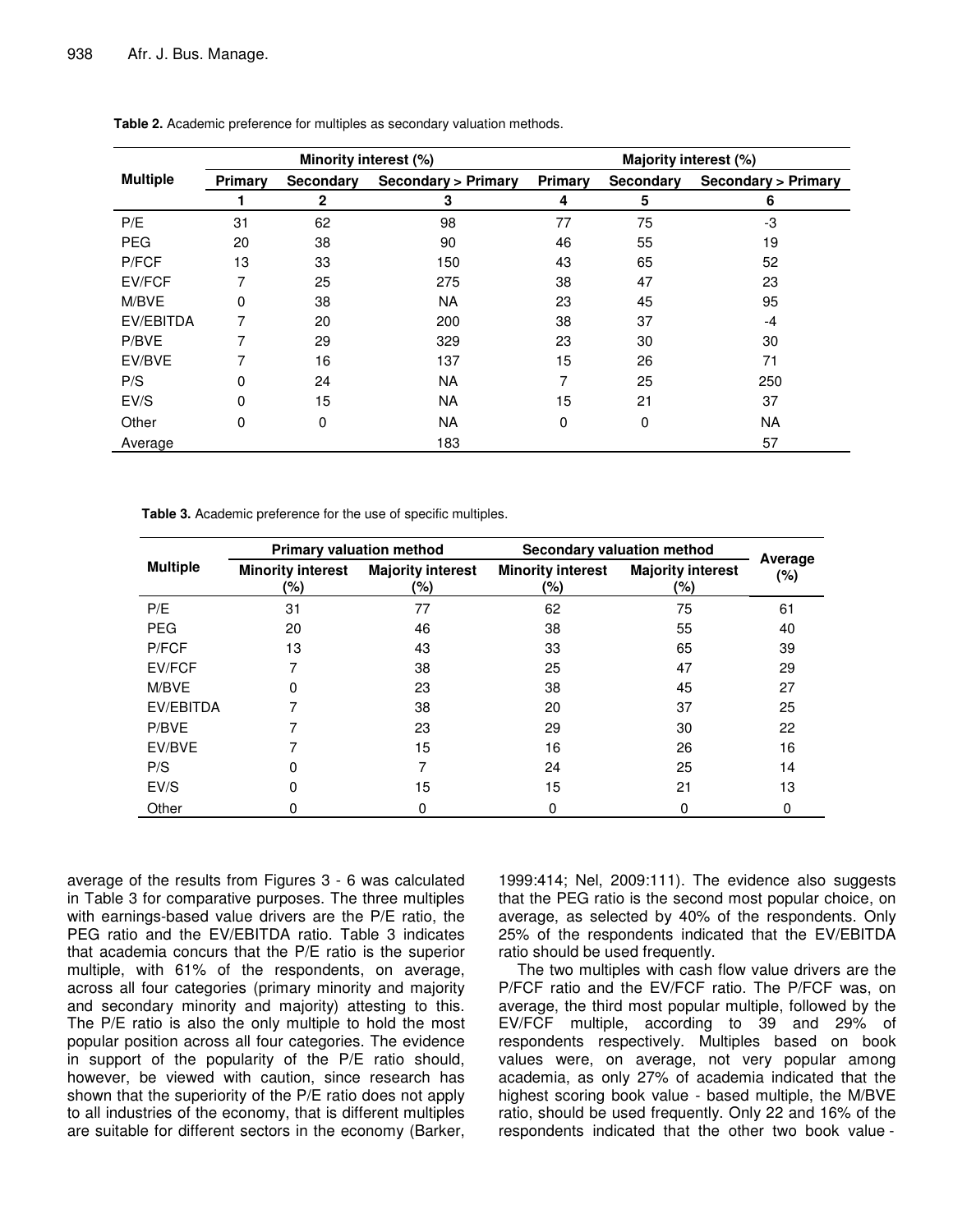**Table 2.** Academic preference for multiples as secondary valuation methods.

| Multiple | Minority interest (%) | | | Majority interest (%) | | |
|---|---|---|---|---|---|---|
| | Primary | Secondary | Secondary > Primary | Primary | Secondary | Secondary > Primary |
| | 1 | 2 | 3 | 4 | 5 | 6 |
| P/E | 31 | 62 | 98 | 77 | 75 | -3 |
| PEG | 20 | 38 | 90 | 46 | 55 | 19 |
| P/FCF | 13 | 33 | 150 | 43 | 65 | 52 |
| EV/FCF | 7 | 25 | 275 | 38 | 47 | 23 |
| M/BVE | 0 | 38 | NA | 23 | 45 | 95 |
| EV/EBITDA | 7 | 20 | 200 | 38 | 37 | -4 |
| P/BVE | 7 | 29 | 329 | 23 | 30 | 30 |
| EV/BVE | 7 | 16 | 137 | 15 | 26 | 71 |
| P/S | 0 | 24 | NA | 7 | 25 | 250 |
| EV/S | 0 | 15 | NA | 15 | 21 | 37 |
| Other | 0 | 0 | NA | 0 | 0 | NA |
| Average | | | 183 | | | 57 |

**Table 3.** Academic preference for the use of specific multiples.

| Multiple | Primary valuation method | | Secondary valuation method | | Average (%) |
|---|---|---|---|---|---|
| | Minority interest (%) | Majority interest (%) | Minority interest (%) | Majority interest (%) | |
| P/E | 31 | 77 | 62 | 75 | 61 |
| PEG | 20 | 46 | 38 | 55 | 40 |
| P/FCF | 13 | 43 | 33 | 65 | 39 |
| EV/FCF | 7 | 38 | 25 | 47 | 29 |
| M/BVE | 0 | 23 | 38 | 45 | 27 |
| EV/EBITDA | 7 | 38 | 20 | 37 | 25 |
| P/BVE | 7 | 23 | 29 | 30 | 22 |
| EV/BVE | 7 | 15 | 16 | 26 | 16 |
| P/S | 0 | 7 | 24 | 25 | 14 |
| EV/S | 0 | 15 | 15 | 21 | 13 |
| Other | 0 | 0 | 0 | 0 | 0 |

average of the results from Figures 3 - 6 was calculated in Table 3 for comparative purposes. The three multiples with earnings-based value drivers are the P/E ratio, the PEG ratio and the EV/EBITDA ratio. Table 3 indicates that academia concurs that the P/E ratio is the superior multiple, with 61% of the respondents, on average, across all four categories (primary minority and majority and secondary minority and majority) attesting to this. The P/E ratio is also the only multiple to hold the most popular position across all four categories. The evidence in support of the popularity of the P/E ratio should, however, be viewed with caution, since research has shown that the superiority of the P/E ratio does not apply to all industries of the economy, that is different multiples are suitable for different sectors in the economy (Barker, 1999:414; Nel, 2009:111). The evidence also suggests that the PEG ratio is the second most popular choice, on average, as selected by 40% of the respondents. Only 25% of the respondents indicated that the EV/EBITDA ratio should be used frequently.

The two multiples with cash flow value drivers are the P/FCF ratio and the EV/FCF ratio. The P/FCF was, on average, the third most popular multiple, followed by the EV/FCF multiple, according to 39 and 29% of respondents respectively. Multiples based on book values were, on average, not very popular among academia, as only 27% of academia indicated that the highest scoring book value - based multiple, the M/BVE ratio, should be used frequently. Only 22 and 16% of the respondents indicated that the other two book value -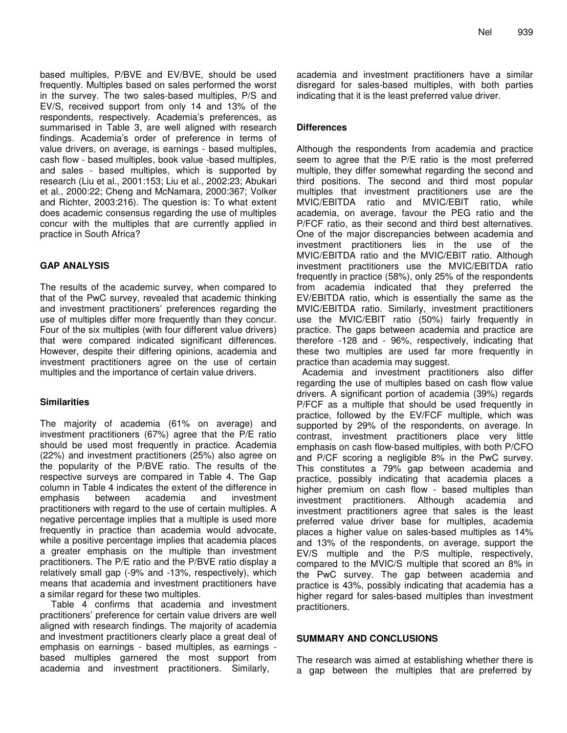based multiples, P/BVE and EV/BVE, should be used frequently. Multiples based on sales performed the worst in the survey. The two sales-based multiples, P/S and EV/S, received support from only 14 and 13% of the respondents, respectively. Academia's preferences, as summarised in Table 3, are well aligned with research findings. Academia's order of preference in terms of value drivers, on average, is earnings - based multiples, cash flow - based multiples, book value -based multiples, and sales - based multiples, which is supported by research (Liu et al., 2001:153; Liu et al., 2002:23; Abukari et al., 2000:22; Cheng and McNamara, 2000:367; Volker and Richter, 2003:216). The question is: To what extent does academic consensus regarding the use of multiples concur with the multiples that are currently applied in practice in South Africa?

## GAP ANALYSIS

The results of the academic survey, when compared to that of the PwC survey, revealed that academic thinking and investment practitioners' preferences regarding the use of multiples differ more frequently than they concur. Four of the six multiples (with four different value drivers) that were compared indicated significant differences. However, despite their differing opinions, academia and investment practitioners agree on the use of certain multiples and the importance of certain value drivers.

### Similarities

The majority of academia (61% on average) and investment practitioners (67%) agree that the P/E ratio should be used most frequently in practice. Academia (22%) and investment practitioners (25%) also agree on the popularity of the P/BVE ratio. The results of the respective surveys are compared in Table 4. The Gap column in Table 4 indicates the extent of the difference in emphasis between academia and investment practitioners with regard to the use of certain multiples. A negative percentage implies that a multiple is used more frequently in practice than academia would advocate, while a positive percentage implies that academia places a greater emphasis on the multiple than investment practitioners. The P/E ratio and the P/BVE ratio display a relatively small gap (-9% and -13%, respectively), which means that academia and investment practitioners have a similar regard for these two multiples.

Table 4 confirms that academia and investment practitioners' preference for certain value drivers are well aligned with research findings. The majority of academia and investment practitioners clearly place a great deal of emphasis on earnings - based multiples, as earnings - based multiples garnered the most support from academia and investment practitioners. Similarly, academia and investment practitioners have a similar disregard for sales-based multiples, with both parties indicating that it is the least preferred value driver.

### Differences

Although the respondents from academia and practice seem to agree that the P/E ratio is the most preferred multiple, they differ somewhat regarding the second and third positions. The second and third most popular multiples that investment practitioners use are the MVIC/EBITDA ratio and MVIC/EBIT ratio, while academia, on average, favour the PEG ratio and the P/FCF ratio, as their second and third best alternatives. One of the major discrepancies between academia and investment practitioners lies in the use of the MVIC/EBITDA ratio and the MVIC/EBIT ratio. Although investment practitioners use the MVIC/EBITDA ratio frequently in practice (58%), only 25% of the respondents from academia indicated that they preferred the EV/EBITDA ratio, which is essentially the same as the MVIC/EBITDA ratio. Similarly, investment practitioners use the MVIC/EBIT ratio (50%) fairly frequently in practice. The gaps between academia and practice are therefore -128 and - 96%, respectively, indicating that these two multiples are used far more frequently in practice than academia may suggest.

Academia and investment practitioners also differ regarding the use of multiples based on cash flow value drivers. A significant portion of academia (39%) regards P/FCF as a multiple that should be used frequently in practice, followed by the EV/FCF multiple, which was supported by 29% of the respondents, on average. In contrast, investment practitioners place very little emphasis on cash flow-based multiples, with both P/CFO and P/CF scoring a negligible 8% in the PwC survey. This constitutes a 79% gap between academia and practice, possibly indicating that academia places a higher premium on cash flow - based multiples than investment practitioners. Although academia and investment practitioners agree that sales is the least preferred value driver base for multiples, academia places a higher value on sales-based multiples as 14% and 13% of the respondents, on average, support the EV/S multiple and the P/S multiple, respectively, compared to the MVIC/S multiple that scored an 8% in the PwC survey. The gap between academia and practice is 43%, possibly indicating that academia has a higher regard for sales-based multiples than investment practitioners.

## SUMMARY AND CONCLUSIONS

The research was aimed at establishing whether there is a gap between the multiples that are preferred by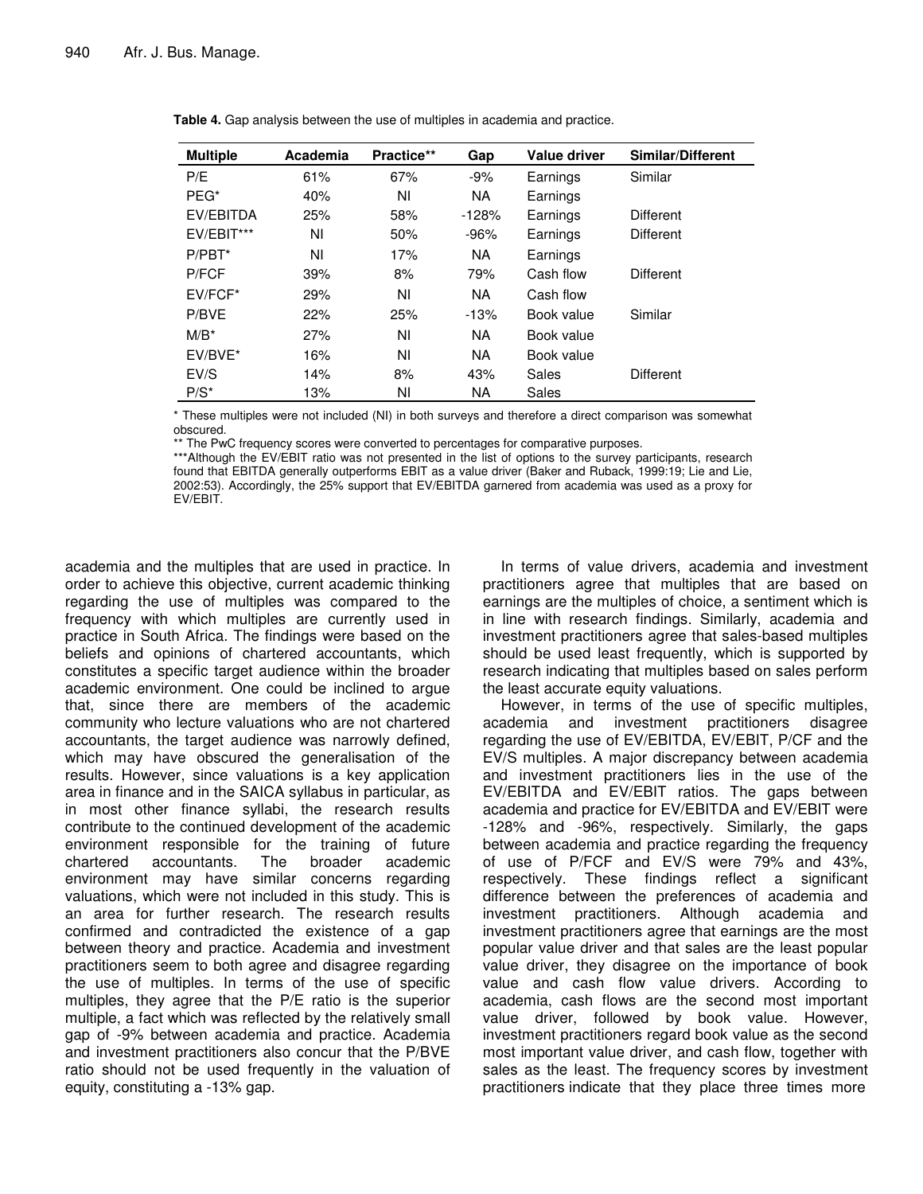**Table 4.** Gap analysis between the use of multiples in academia and practice.

| Multiple | Academia | Practice** | Gap | Value driver | Similar/Different |
|---|---|---|---|---|---|
| P/E | 61% | 67% | -9% | Earnings | Similar |
| PEG* | 40% | NI | NA | Earnings | |
| EV/EBITDA | 25% | 58% | -128% | Earnings | Different |
| EV/EBIT*** | NI | 50% | -96% | Earnings | Different |
| P/PBT* | NI | 17% | NA | Earnings | |
| P/FCF | 39% | 8% | 79% | Cash flow | Different |
| EV/FCF* | 29% | NI | NA | Cash flow | |
| P/BVE | 22% | 25% | -13% | Book value | Similar |
| M/B* | 27% | NI | NA | Book value | |
| EV/BVE* | 16% | NI | NA | Book value | |
| EV/S | 14% | 8% | 43% | Sales | Different |
| P/S* | 13% | NI | NA | Sales | |

\* These multiples were not included (NI) in both surveys and therefore a direct comparison was somewhat obscured.

** The PwC frequency scores were converted to percentages for comparative purposes.

***Although the EV/EBIT ratio was not presented in the list of options to the survey participants, research found that EBITDA generally outperforms EBIT as a value driver (Baker and Ruback, 1999:19; Lie and Lie, 2002:53). Accordingly, the 25% support that EV/EBITDA garnered from academia was used as a proxy for EV/EBIT.

academia and the multiples that are used in practice. In order to achieve this objective, current academic thinking regarding the use of multiples was compared to the frequency with which multiples are currently used in practice in South Africa. The findings were based on the beliefs and opinions of chartered accountants, which constitutes a specific target audience within the broader academic environment. One could be inclined to argue that, since there are members of the academic community who lecture valuations who are not chartered accountants, the target audience was narrowly defined, which may have obscured the generalisation of the results. However, since valuations is a key application area in finance and in the SAICA syllabus in particular, as in most other finance syllabi, the research results contribute to the continued development of the academic environment responsible for the training of future chartered accountants. The broader academic environment may have similar concerns regarding valuations, which were not included in this study. This is an area for further research. The research results confirmed and contradicted the existence of a gap between theory and practice. Academia and investment practitioners seem to both agree and disagree regarding the use of multiples. In terms of the use of specific multiples, they agree that the P/E ratio is the superior multiple, a fact which was reflected by the relatively small gap of -9% between academia and practice. Academia and investment practitioners also concur that the P/BVE ratio should not be used frequently in the valuation of equity, constituting a -13% gap.

In terms of value drivers, academia and investment practitioners agree that multiples that are based on earnings are the multiples of choice, a sentiment which is in line with research findings. Similarly, academia and investment practitioners agree that sales-based multiples should be used least frequently, which is supported by research indicating that multiples based on sales perform the least accurate equity valuations.

However, in terms of the use of specific multiples, academia and investment practitioners disagree regarding the use of EV/EBITDA, EV/EBIT, P/CF and the EV/S multiples. A major discrepancy between academia and investment practitioners lies in the use of the EV/EBITDA and EV/EBIT ratios. The gaps between academia and practice for EV/EBITDA and EV/EBIT were -128% and -96%, respectively. Similarly, the gaps between academia and practice regarding the frequency of use of P/FCF and EV/S were 79% and 43%, respectively. These findings reflect a significant difference between the preferences of academia and investment practitioners. Although academia and investment practitioners agree that earnings are the most popular value driver and that sales are the least popular value driver, they disagree on the importance of book value and cash flow value drivers. According to academia, cash flows are the second most important value driver, followed by book value. However, investment practitioners regard book value as the second most important value driver, and cash flow, together with sales as the least. The frequency scores by investment practitioners indicate that they place three times more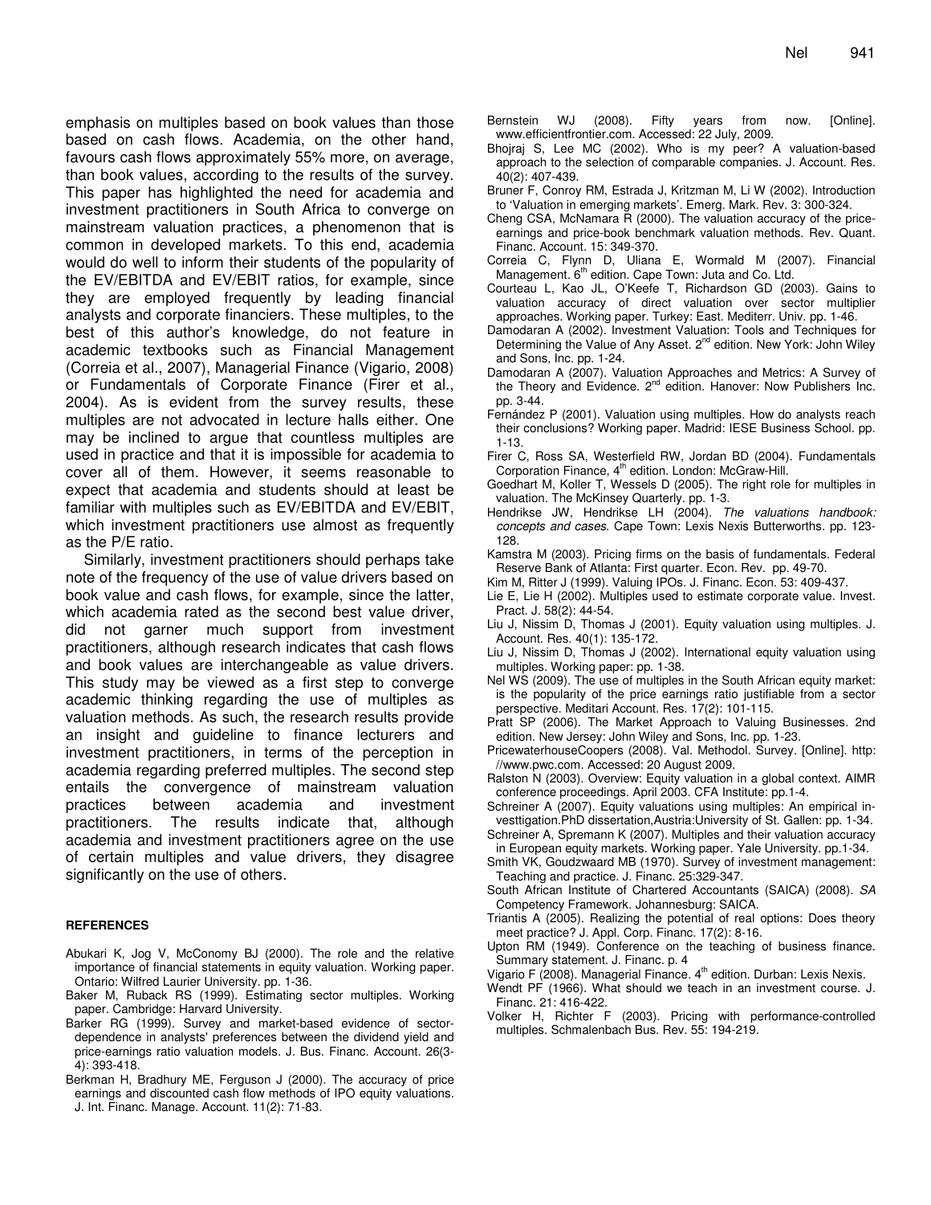emphasis on multiples based on book values than those based on cash flows. Academia, on the other hand, favours cash flows approximately 55% more, on average, than book values, according to the results of the survey. This paper has highlighted the need for academia and investment practitioners in South Africa to converge on mainstream valuation practices, a phenomenon that is common in developed markets. To this end, academia would do well to inform their students of the popularity of the EV/EBITDA and EV/EBIT ratios, for example, since they are employed frequently by leading financial analysts and corporate financiers. These multiples, to the best of this author's knowledge, do not feature in academic textbooks such as Financial Management (Correia et al., 2007), Managerial Finance (Vigario, 2008) or Fundamentals of Corporate Finance (Firer et al., 2004). As is evident from the survey results, these multiples are not advocated in lecture halls either. One may be inclined to argue that countless multiples are used in practice and that it is impossible for academia to cover all of them. However, it seems reasonable to expect that academia and students should at least be familiar with multiples such as EV/EBITDA and EV/EBIT, which investment practitioners use almost as frequently as the P/E ratio.

Similarly, investment practitioners should perhaps take note of the frequency of the use of value drivers based on book value and cash flows, for example, since the latter, which academia rated as the second best value driver, did not garner much support from investment practitioners, although research indicates that cash flows and book values are interchangeable as value drivers. This study may be viewed as a first step to converge academic thinking regarding the use of multiples as valuation methods. As such, the research results provide an insight and guideline to finance lecturers and investment practitioners, in terms of the perception in academia regarding preferred multiples. The second step entails the convergence of mainstream valuation practices between academia and investment practitioners. The results indicate that, although academia and investment practitioners agree on the use of certain multiples and value drivers, they disagree significantly on the use of others.

## REFERENCES

Abukari K, Jog V, McConomy BJ (2000). The role and the relative importance of financial statements in equity valuation. Working paper. Ontario: Wilfred Laurier University. pp. 1-36.

Baker M, Ruback RS (1999). Estimating sector multiples. Working paper. Cambridge: Harvard University.

Barker RG (1999). Survey and market-based evidence of sector-dependence in analysts' preferences between the dividend yield and price-earnings ratio valuation models. J. Bus. Financ. Account. 26(3-4): 393-418.

Berkman H, Bradhury ME, Ferguson J (2000). The accuracy of price earnings and discounted cash flow methods of IPO equity valuations. J. Int. Financ. Manage. Account. 11(2): 71-83.

Bernstein WJ (2008). Fifty years from now. [Online]. www.efficientfrontier.com. Accessed: 22 July, 2009.

Bhojraj S, Lee MC (2002). Who is my peer? A valuation-based approach to the selection of comparable companies. J. Account. Res. 40(2): 407-439.

Bruner F, Conroy RM, Estrada J, Kritzman M, Li W (2002). Introduction to 'Valuation in emerging markets'. Emerg. Mark. Rev. 3: 300-324.

Cheng CSA, McNamara R (2000). The valuation accuracy of the price-earnings and price-book benchmark valuation methods. Rev. Quant. Financ. Account. 15: 349-370.

Correia C, Flynn D, Uliana E, Wormald M (2007). Financial Management. 6th edition. Cape Town: Juta and Co. Ltd.

Courteau L, Kao JL, O'Keefe T, Richardson GD (2003). Gains to valuation accuracy of direct valuation over sector multiplier approaches. Working paper. Turkey: East. Mediterr. Univ. pp. 1-46.

Damodaran A (2002). Investment Valuation: Tools and Techniques for Determining the Value of Any Asset. 2nd edition. New York: John Wiley and Sons, Inc. pp. 1-24.

Damodaran A (2007). Valuation Approaches and Metrics: A Survey of the Theory and Evidence. 2nd edition. Hanover: Now Publishers Inc. pp. 3-44.

Fernández P (2001). Valuation using multiples. How do analysts reach their conclusions? Working paper. Madrid: IESE Business School. pp. 1-13.

Firer C, Ross SA, Westerfield RW, Jordan BD (2004). Fundamentals Corporation Finance, 4th edition. London: McGraw-Hill.

Goedhart M, Koller T, Wessels D (2005). The right role for multiples in valuation. The McKinsey Quarterly. pp. 1-3.

Hendrikse JW, Hendrikse LH (2004). *The valuations handbook: concepts and cases*. Cape Town: Lexis Nexis Butterworths. pp. 123-128.

Kamstra M (2003). Pricing firms on the basis of fundamentals. Federal Reserve Bank of Atlanta: First quarter. Econ. Rev. pp. 49-70.

Kim M, Ritter J (1999). Valuing IPOs. J. Financ. Econ. 53: 409-437.

Lie E, Lie H (2002). Multiples used to estimate corporate value. Invest. Pract. J. 58(2): 44-54.

Liu J, Nissim D, Thomas J (2001). Equity valuation using multiples. J. Account. Res. 40(1): 135-172.

Liu J, Nissim D, Thomas J (2002). International equity valuation using multiples. Working paper: pp. 1-38.

Nel WS (2009). The use of multiples in the South African equity market: is the popularity of the price earnings ratio justifiable from a sector perspective. Meditari Account. Res. 17(2): 101-115.

Pratt SP (2006). The Market Approach to Valuing Businesses. 2nd edition. New Jersey: John Wiley and Sons, Inc. pp. 1-23.

PricewaterhouseCoopers (2008). Val. Methodol. Survey. [Online]. http: //www.pwc.com. Accessed: 20 August 2009.

Ralston N (2003). Overview: Equity valuation in a global context. AIMR conference proceedings. April 2003. CFA Institute: pp.1-4.

Schreiner A (2007). Equity valuations using multiples: An empirical investtigation.PhD dissertation,Austria:University of St. Gallen: pp. 1-34.

Schreiner A, Spremann K (2007). Multiples and their valuation accuracy in European equity markets. Working paper. Yale University. pp.1-34.

Smith VK, Goudzwaard MB (1970). Survey of investment management: Teaching and practice. J. Financ. 25:329-347.

South African Institute of Chartered Accountants (SAICA) (2008). *SA* Competency Framework. Johannesburg: SAICA.

Triantis A (2005). Realizing the potential of real options: Does theory meet practice? J. Appl. Corp. Financ. 17(2): 8-16.

Upton RM (1949). Conference on the teaching of business finance. Summary statement. J. Financ. p. 4

Vigario F (2008). Managerial Finance. 4th edition. Durban: Lexis Nexis.

Wendt PF (1966). What should we teach in an investment course. J. Financ. 21: 416-422.

Volker H, Richter F (2003). Pricing with performance-controlled multiples. Schmalenbach Bus. Rev. 55: 194-219.